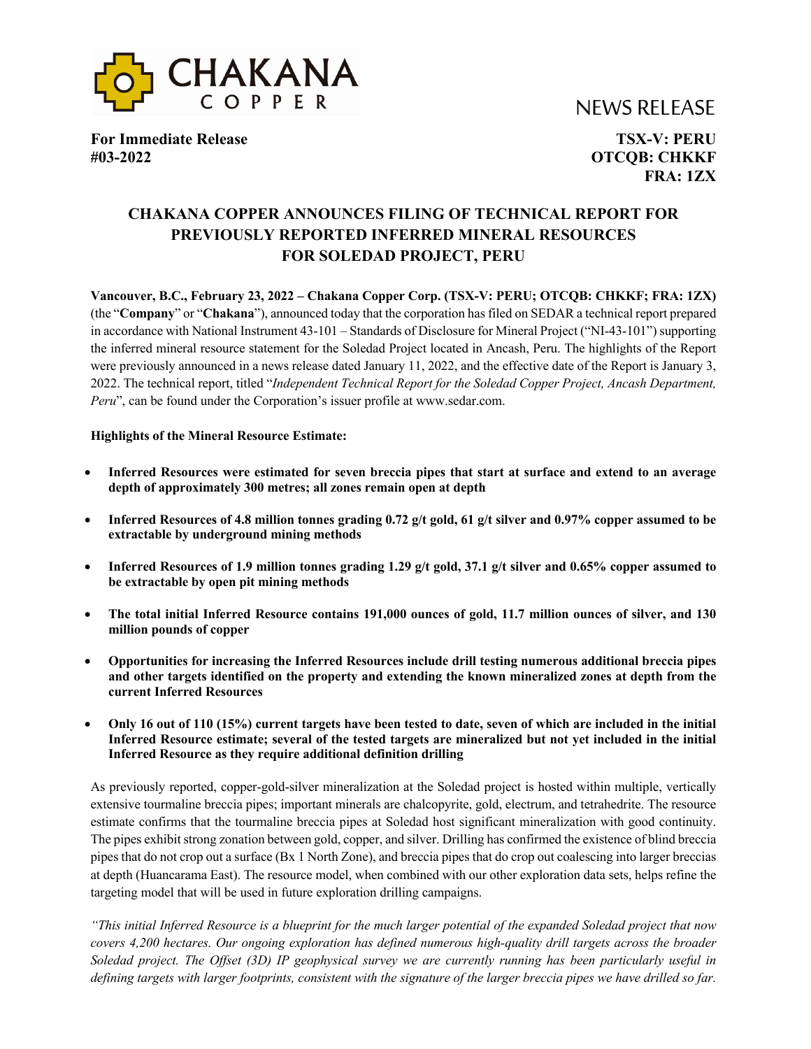CHAKANA COPPER

NEWS RELEASE

**For Immediate Release**
**#03-2022**

**TSX-V: PERU**
**OTCQB: CHKKF**
**FRA: 1ZX**

# CHAKANA COPPER ANNOUNCES FILING OF TECHNICAL REPORT FOR PREVIOUSLY REPORTED INFERRED MINERAL RESOURCES FOR SOLEDAD PROJECT, PERU

**Vancouver, B.C., February 23, 2022 – Chakana Copper Corp. (TSX-V: PERU; OTCQB: CHKKF; FRA: 1ZX)** (the "**Company**" or "**Chakana**"), announced today that the corporation has filed on SEDAR a technical report prepared in accordance with National Instrument 43-101 – Standards of Disclosure for Mineral Project ("NI-43-101") supporting the inferred mineral resource statement for the Soledad Project located in Ancash, Peru. The highlights of the Report were previously announced in a news release dated January 11, 2022, and the effective date of the Report is January 3, 2022. The technical report, titled "*Independent Technical Report for the Soledad Copper Project, Ancash Department, Peru*", can be found under the Corporation's issuer profile at www.sedar.com.

**Highlights of the Mineral Resource Estimate:**

- **Inferred Resources were estimated for seven breccia pipes that start at surface and extend to an average depth of approximately 300 metres; all zones remain open at depth**
- **Inferred Resources of 4.8 million tonnes grading 0.72 g/t gold, 61 g/t silver and 0.97% copper assumed to be extractable by underground mining methods**
- **Inferred Resources of 1.9 million tonnes grading 1.29 g/t gold, 37.1 g/t silver and 0.65% copper assumed to be extractable by open pit mining methods**
- **The total initial Inferred Resource contains 191,000 ounces of gold, 11.7 million ounces of silver, and 130 million pounds of copper**
- **Opportunities for increasing the Inferred Resources include drill testing numerous additional breccia pipes and other targets identified on the property and extending the known mineralized zones at depth from the current Inferred Resources**
- **Only 16 out of 110 (15%) current targets have been tested to date, seven of which are included in the initial Inferred Resource estimate; several of the tested targets are mineralized but not yet included in the initial Inferred Resource as they require additional definition drilling**

As previously reported, copper-gold-silver mineralization at the Soledad project is hosted within multiple, vertically extensive tourmaline breccia pipes; important minerals are chalcopyrite, gold, electrum, and tetrahedrite. The resource estimate confirms that the tourmaline breccia pipes at Soledad host significant mineralization with good continuity. The pipes exhibit strong zonation between gold, copper, and silver. Drilling has confirmed the existence of blind breccia pipes that do not crop out a surface (Bx 1 North Zone), and breccia pipes that do crop out coalescing into larger breccias at depth (Huancarama East). The resource model, when combined with our other exploration data sets, helps refine the targeting model that will be used in future exploration drilling campaigns.

*"This initial Inferred Resource is a blueprint for the much larger potential of the expanded Soledad project that now covers 4,200 hectares. Our ongoing exploration has defined numerous high-quality drill targets across the broader Soledad project. The Offset (3D) IP geophysical survey we are currently running has been particularly useful in defining targets with larger footprints, consistent with the signature of the larger breccia pipes we have drilled so far.*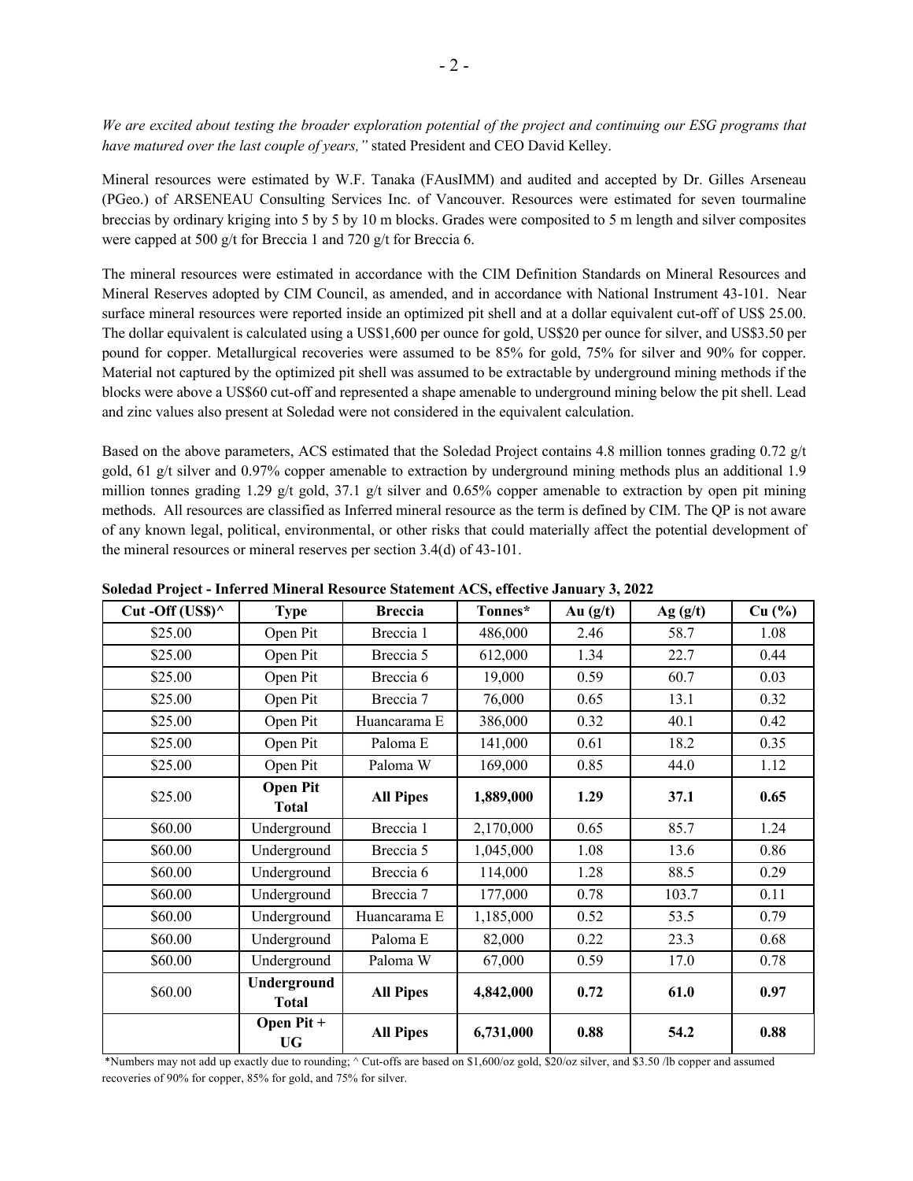*We are excited about testing the broader exploration potential of the project and continuing our ESG programs that have matured over the last couple of years,"* stated President and CEO David Kelley.

Mineral resources were estimated by W.F. Tanaka (FAusIMM) and audited and accepted by Dr. Gilles Arseneau (PGeo.) of ARSENEAU Consulting Services Inc. of Vancouver. Resources were estimated for seven tourmaline breccias by ordinary kriging into 5 by 5 by 10 m blocks. Grades were composited to 5 m length and silver composites were capped at 500 g/t for Breccia 1 and 720 g/t for Breccia 6.

The mineral resources were estimated in accordance with the CIM Definition Standards on Mineral Resources and Mineral Reserves adopted by CIM Council, as amended, and in accordance with National Instrument 43-101. Near surface mineral resources were reported inside an optimized pit shell and at a dollar equivalent cut-off of US$ 25.00. The dollar equivalent is calculated using a US$1,600 per ounce for gold, US$20 per ounce for silver, and US$3.50 per pound for copper. Metallurgical recoveries were assumed to be 85% for gold, 75% for silver and 90% for copper. Material not captured by the optimized pit shell was assumed to be extractable by underground mining methods if the blocks were above a US$60 cut-off and represented a shape amenable to underground mining below the pit shell. Lead and zinc values also present at Soledad were not considered in the equivalent calculation.

Based on the above parameters, ACS estimated that the Soledad Project contains 4.8 million tonnes grading 0.72 g/t gold, 61 g/t silver and 0.97% copper amenable to extraction by underground mining methods plus an additional 1.9 million tonnes grading 1.29 g/t gold, 37.1 g/t silver and 0.65% copper amenable to extraction by open pit mining methods. All resources are classified as Inferred mineral resource as the term is defined by CIM. The QP is not aware of any known legal, political, environmental, or other risks that could materially affect the potential development of the mineral resources or mineral reserves per section 3.4(d) of 43-101.

**Soledad Project - Inferred Mineral Resource Statement ACS, effective January 3, 2022**

| Cut -Off (US$)^ | Type | Breccia | Tonnes* | Au (g/t) | Ag (g/t) | Cu (%) |
|---|---|---|---|---|---|---|
| $25.00 | Open Pit | Breccia 1 | 486,000 | 2.46 | 58.7 | 1.08 |
| $25.00 | Open Pit | Breccia 5 | 612,000 | 1.34 | 22.7 | 0.44 |
| $25.00 | Open Pit | Breccia 6 | 19,000 | 0.59 | 60.7 | 0.03 |
| $25.00 | Open Pit | Breccia 7 | 76,000 | 0.65 | 13.1 | 0.32 |
| $25.00 | Open Pit | Huancarama E | 386,000 | 0.32 | 40.1 | 0.42 |
| $25.00 | Open Pit | Paloma E | 141,000 | 0.61 | 18.2 | 0.35 |
| $25.00 | Open Pit | Paloma W | 169,000 | 0.85 | 44.0 | 1.12 |
| $25.00 | **Open Pit Total** | **All Pipes** | **1,889,000** | **1.29** | **37.1** | **0.65** |
| $60.00 | Underground | Breccia 1 | 2,170,000 | 0.65 | 85.7 | 1.24 |
| $60.00 | Underground | Breccia 5 | 1,045,000 | 1.08 | 13.6 | 0.86 |
| $60.00 | Underground | Breccia 6 | 114,000 | 1.28 | 88.5 | 0.29 |
| $60.00 | Underground | Breccia 7 | 177,000 | 0.78 | 103.7 | 0.11 |
| $60.00 | Underground | Huancarama E | 1,185,000 | 0.52 | 53.5 | 0.79 |
| $60.00 | Underground | Paloma E | 82,000 | 0.22 | 23.3 | 0.68 |
| $60.00 | Underground | Paloma W | 67,000 | 0.59 | 17.0 | 0.78 |
| $60.00 | **Underground Total** | **All Pipes** | **4,842,000** | **0.72** | **61.0** | **0.97** |
| | **Open Pit + UG** | **All Pipes** | **6,731,000** | **0.88** | **54.2** | **0.88** |

*Numbers may not add up exactly due to rounding; ^ Cut-offs are based on $1,600/oz gold, $20/oz silver, and $3.50 /lb copper and assumed recoveries of 90% for copper, 85% for gold, and 75% for silver.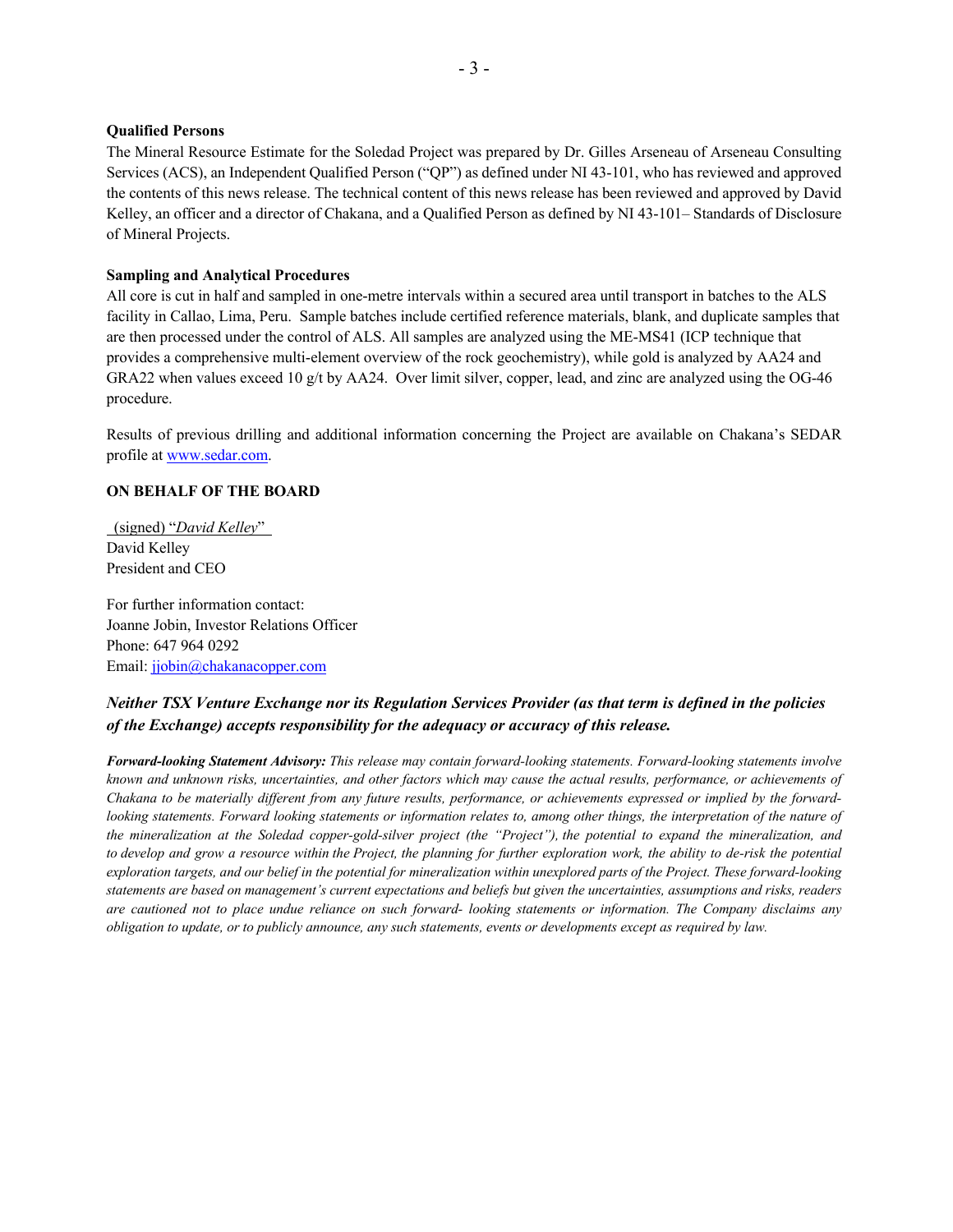**Qualified Persons**

The Mineral Resource Estimate for the Soledad Project was prepared by Dr. Gilles Arseneau of Arseneau Consulting Services (ACS), an Independent Qualified Person ("QP") as defined under NI 43-101, who has reviewed and approved the contents of this news release. The technical content of this news release has been reviewed and approved by David Kelley, an officer and a director of Chakana, and a Qualified Person as defined by NI 43-101– Standards of Disclosure of Mineral Projects.

**Sampling and Analytical Procedures**

All core is cut in half and sampled in one-metre intervals within a secured area until transport in batches to the ALS facility in Callao, Lima, Peru. Sample batches include certified reference materials, blank, and duplicate samples that are then processed under the control of ALS. All samples are analyzed using the ME-MS41 (ICP technique that provides a comprehensive multi-element overview of the rock geochemistry), while gold is analyzed by AA24 and GRA22 when values exceed 10 g/t by AA24. Over limit silver, copper, lead, and zinc are analyzed using the OG-46 procedure.

Results of previous drilling and additional information concerning the Project are available on Chakana's SEDAR profile at www.sedar.com.

**ON BEHALF OF THE BOARD**

(signed) "*David Kelley*"
David Kelley
President and CEO

For further information contact:
Joanne Jobin, Investor Relations Officer
Phone: 647 964 0292
Email: jjobin@chakanacopper.com

***Neither TSX Venture Exchange nor its Regulation Services Provider (as that term is defined in the policies of the Exchange) accepts responsibility for the adequacy or accuracy of this release.***

***Forward-looking Statement Advisory:*** *This release may contain forward-looking statements. Forward-looking statements involve known and unknown risks, uncertainties, and other factors which may cause the actual results, performance, or achievements of Chakana to be materially different from any future results, performance, or achievements expressed or implied by the forward-looking statements. Forward looking statements or information relates to, among other things, the interpretation of the nature of the mineralization at the Soledad copper-gold-silver project (the "Project"), the potential to expand the mineralization, and to develop and grow a resource within the Project, the planning for further exploration work, the ability to de-risk the potential exploration targets, and our belief in the potential for mineralization within unexplored parts of the Project. These forward-looking statements are based on management's current expectations and beliefs but given the uncertainties, assumptions and risks, readers are cautioned not to place undue reliance on such forward- looking statements or information. The Company disclaims any obligation to update, or to publicly announce, any such statements, events or developments except as required by law.*